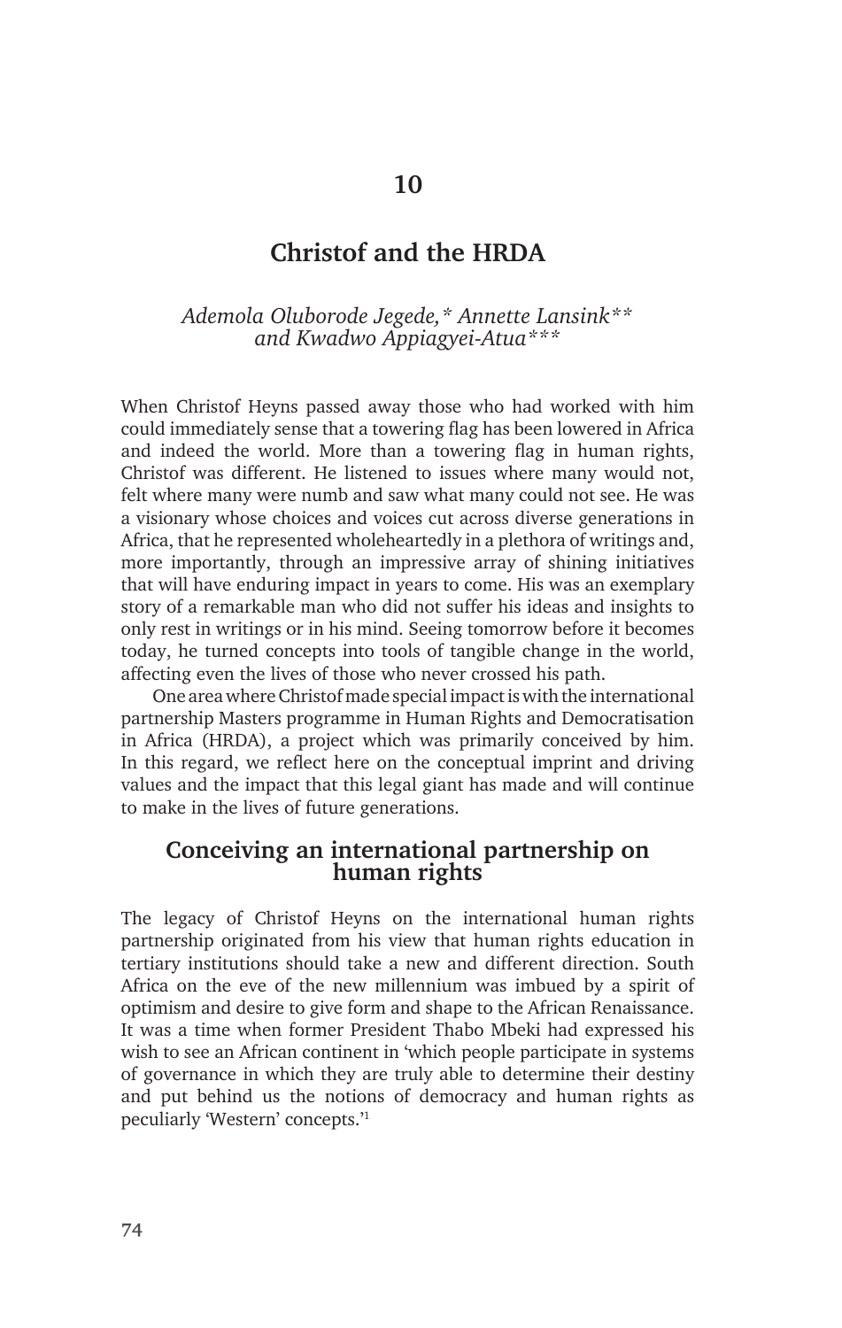# 10

# Christof and the HRDA

*Ademola Oluborode Jegede,\* Annette Lansink\*\* and Kwadwo Appiagyei-Atua\*\*\**

When Christof Heyns passed away those who had worked with him could immediately sense that a towering flag has been lowered in Africa and indeed the world. More than a towering flag in human rights, Christof was different. He listened to issues where many would not, felt where many were numb and saw what many could not see. He was a visionary whose choices and voices cut across diverse generations in Africa, that he represented wholeheartedly in a plethora of writings and, more importantly, through an impressive array of shining initiatives that will have enduring impact in years to come. His was an exemplary story of a remarkable man who did not suffer his ideas and insights to only rest in writings or in his mind. Seeing tomorrow before it becomes today, he turned concepts into tools of tangible change in the world, affecting even the lives of those who never crossed his path.

One area where Christof made special impact is with the international partnership Masters programme in Human Rights and Democratisation in Africa (HRDA), a project which was primarily conceived by him. In this regard, we reflect here on the conceptual imprint and driving values and the impact that this legal giant has made and will continue to make in the lives of future generations.

## Conceiving an international partnership on human rights

The legacy of Christof Heyns on the international human rights partnership originated from his view that human rights education in tertiary institutions should take a new and different direction. South Africa on the eve of the new millennium was imbued by a spirit of optimism and desire to give form and shape to the African Renaissance. It was a time when former President Thabo Mbeki had expressed his wish to see an African continent in 'which people participate in systems of governance in which they are truly able to determine their destiny and put behind us the notions of democracy and human rights as peculiarly 'Western' concepts.'[1]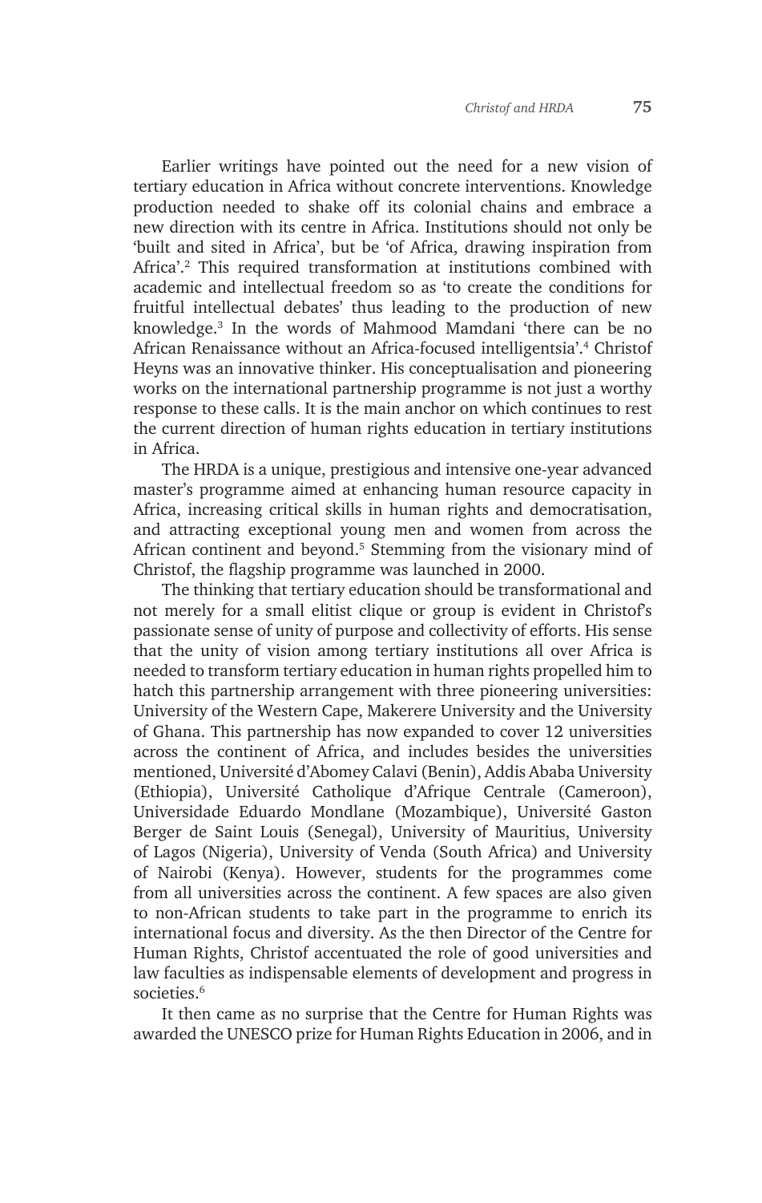Earlier writings have pointed out the need for a new vision of tertiary education in Africa without concrete interventions. Knowledge production needed to shake off its colonial chains and embrace a new direction with its centre in Africa. Institutions should not only be 'built and sited in Africa', but be 'of Africa, drawing inspiration from Africa'.[2] This required transformation at institutions combined with academic and intellectual freedom so as 'to create the conditions for fruitful intellectual debates' thus leading to the production of new knowledge.[3] In the words of Mahmood Mamdani 'there can be no African Renaissance without an Africa-focused intelligentsia'.[4] Christof Heyns was an innovative thinker. His conceptualisation and pioneering works on the international partnership programme is not just a worthy response to these calls. It is the main anchor on which continues to rest the current direction of human rights education in tertiary institutions in Africa.

The HRDA is a unique, prestigious and intensive one-year advanced master's programme aimed at enhancing human resource capacity in Africa, increasing critical skills in human rights and democratisation, and attracting exceptional young men and women from across the African continent and beyond.[5] Stemming from the visionary mind of Christof, the flagship programme was launched in 2000.

The thinking that tertiary education should be transformational and not merely for a small elitist clique or group is evident in Christof's passionate sense of unity of purpose and collectivity of efforts. His sense that the unity of vision among tertiary institutions all over Africa is needed to transform tertiary education in human rights propelled him to hatch this partnership arrangement with three pioneering universities: University of the Western Cape, Makerere University and the University of Ghana. This partnership has now expanded to cover 12 universities across the continent of Africa, and includes besides the universities mentioned, Université d'Abomey Calavi (Benin), Addis Ababa University (Ethiopia), Université Catholique d'Afrique Centrale (Cameroon), Universidade Eduardo Mondlane (Mozambique), Université Gaston Berger de Saint Louis (Senegal), University of Mauritius, University of Lagos (Nigeria), University of Venda (South Africa) and University of Nairobi (Kenya). However, students for the programmes come from all universities across the continent. A few spaces are also given to non-African students to take part in the programme to enrich its international focus and diversity. As the then Director of the Centre for Human Rights, Christof accentuated the role of good universities and law faculties as indispensable elements of development and progress in societies.[6]

It then came as no surprise that the Centre for Human Rights was awarded the UNESCO prize for Human Rights Education in 2006, and in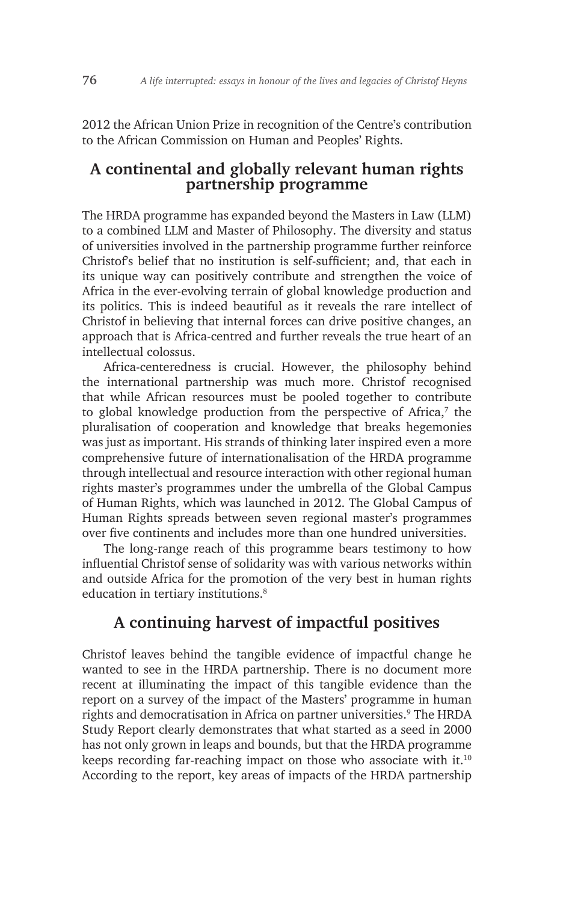2012 the African Union Prize in recognition of the Centre's contribution to the African Commission on Human and Peoples' Rights.

## A continental and globally relevant human rights partnership programme

The HRDA programme has expanded beyond the Masters in Law (LLM) to a combined LLM and Master of Philosophy. The diversity and status of universities involved in the partnership programme further reinforce Christof's belief that no institution is self-sufficient; and, that each in its unique way can positively contribute and strengthen the voice of Africa in the ever-evolving terrain of global knowledge production and its politics. This is indeed beautiful as it reveals the rare intellect of Christof in believing that internal forces can drive positive changes, an approach that is Africa-centred and further reveals the true heart of an intellectual colossus.

Africa-centeredness is crucial. However, the philosophy behind the international partnership was much more. Christof recognised that while African resources must be pooled together to contribute to global knowledge production from the perspective of Africa,[7] the pluralisation of cooperation and knowledge that breaks hegemonies was just as important. His strands of thinking later inspired even a more comprehensive future of internationalisation of the HRDA programme through intellectual and resource interaction with other regional human rights master's programmes under the umbrella of the Global Campus of Human Rights, which was launched in 2012. The Global Campus of Human Rights spreads between seven regional master's programmes over five continents and includes more than one hundred universities.

The long-range reach of this programme bears testimony to how influential Christof sense of solidarity was with various networks within and outside Africa for the promotion of the very best in human rights education in tertiary institutions.[8]

## A continuing harvest of impactful positives

Christof leaves behind the tangible evidence of impactful change he wanted to see in the HRDA partnership. There is no document more recent at illuminating the impact of this tangible evidence than the report on a survey of the impact of the Masters' programme in human rights and democratisation in Africa on partner universities.[9] The HRDA Study Report clearly demonstrates that what started as a seed in 2000 has not only grown in leaps and bounds, but that the HRDA programme keeps recording far-reaching impact on those who associate with it.[10] According to the report, key areas of impacts of the HRDA partnership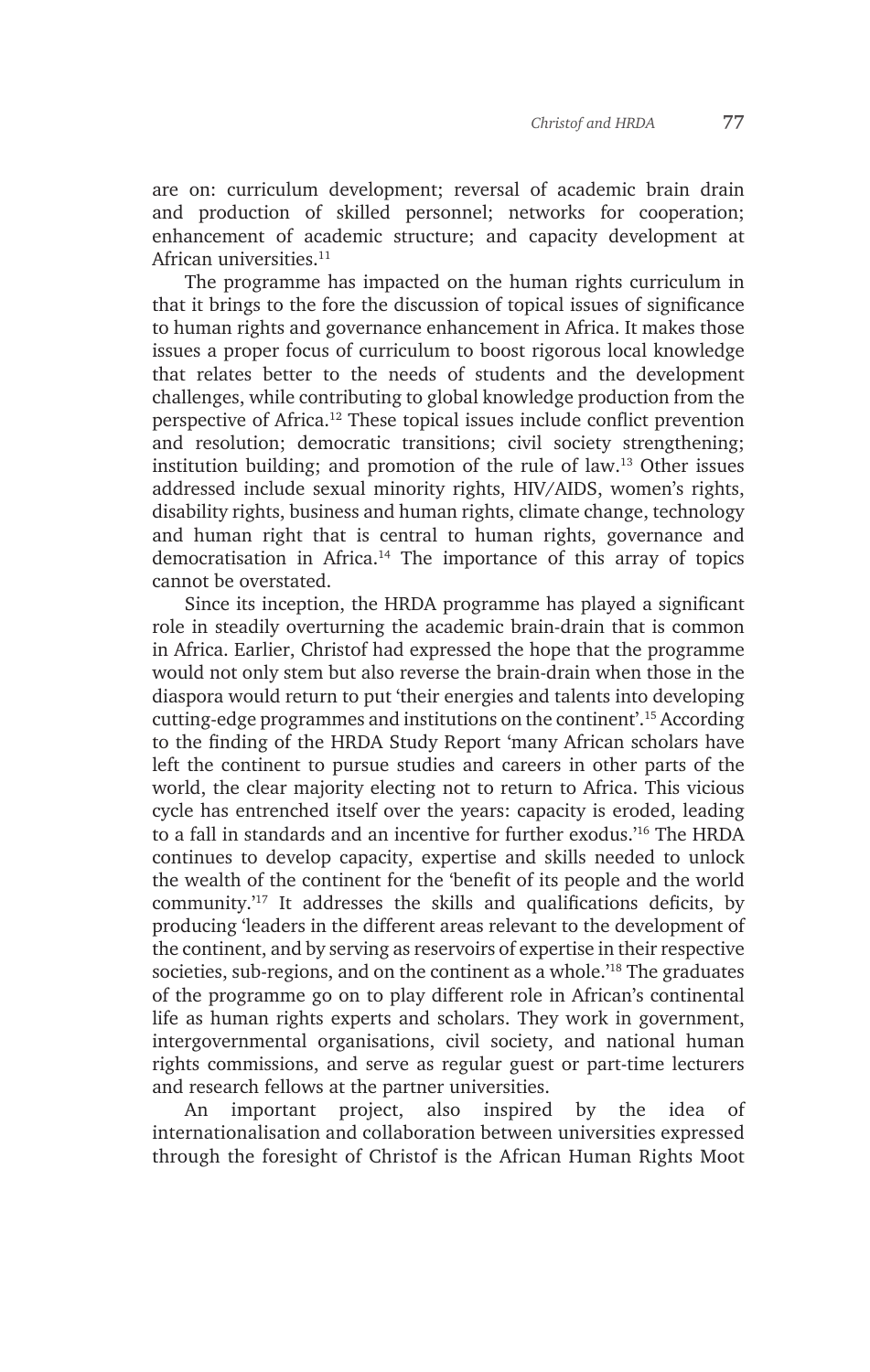are on: curriculum development; reversal of academic brain drain and production of skilled personnel; networks for cooperation; enhancement of academic structure; and capacity development at African universities.[11]

The programme has impacted on the human rights curriculum in that it brings to the fore the discussion of topical issues of significance to human rights and governance enhancement in Africa. It makes those issues a proper focus of curriculum to boost rigorous local knowledge that relates better to the needs of students and the development challenges, while contributing to global knowledge production from the perspective of Africa.[12] These topical issues include conflict prevention and resolution; democratic transitions; civil society strengthening; institution building; and promotion of the rule of law.[13] Other issues addressed include sexual minority rights, HIV/AIDS, women's rights, disability rights, business and human rights, climate change, technology and human right that is central to human rights, governance and democratisation in Africa.[14] The importance of this array of topics cannot be overstated.

Since its inception, the HRDA programme has played a significant role in steadily overturning the academic brain-drain that is common in Africa. Earlier, Christof had expressed the hope that the programme would not only stem but also reverse the brain-drain when those in the diaspora would return to put 'their energies and talents into developing cutting-edge programmes and institutions on the continent'.[15] According to the finding of the HRDA Study Report 'many African scholars have left the continent to pursue studies and careers in other parts of the world, the clear majority electing not to return to Africa. This vicious cycle has entrenched itself over the years: capacity is eroded, leading to a fall in standards and an incentive for further exodus.'[16] The HRDA continues to develop capacity, expertise and skills needed to unlock the wealth of the continent for the 'benefit of its people and the world community.'[17] It addresses the skills and qualifications deficits, by producing 'leaders in the different areas relevant to the development of the continent, and by serving as reservoirs of expertise in their respective societies, sub-regions, and on the continent as a whole.'[18] The graduates of the programme go on to play different role in African's continental life as human rights experts and scholars. They work in government, intergovernmental organisations, civil society, and national human rights commissions, and serve as regular guest or part-time lecturers and research fellows at the partner universities.

An important project, also inspired by the idea of internationalisation and collaboration between universities expressed through the foresight of Christof is the African Human Rights Moot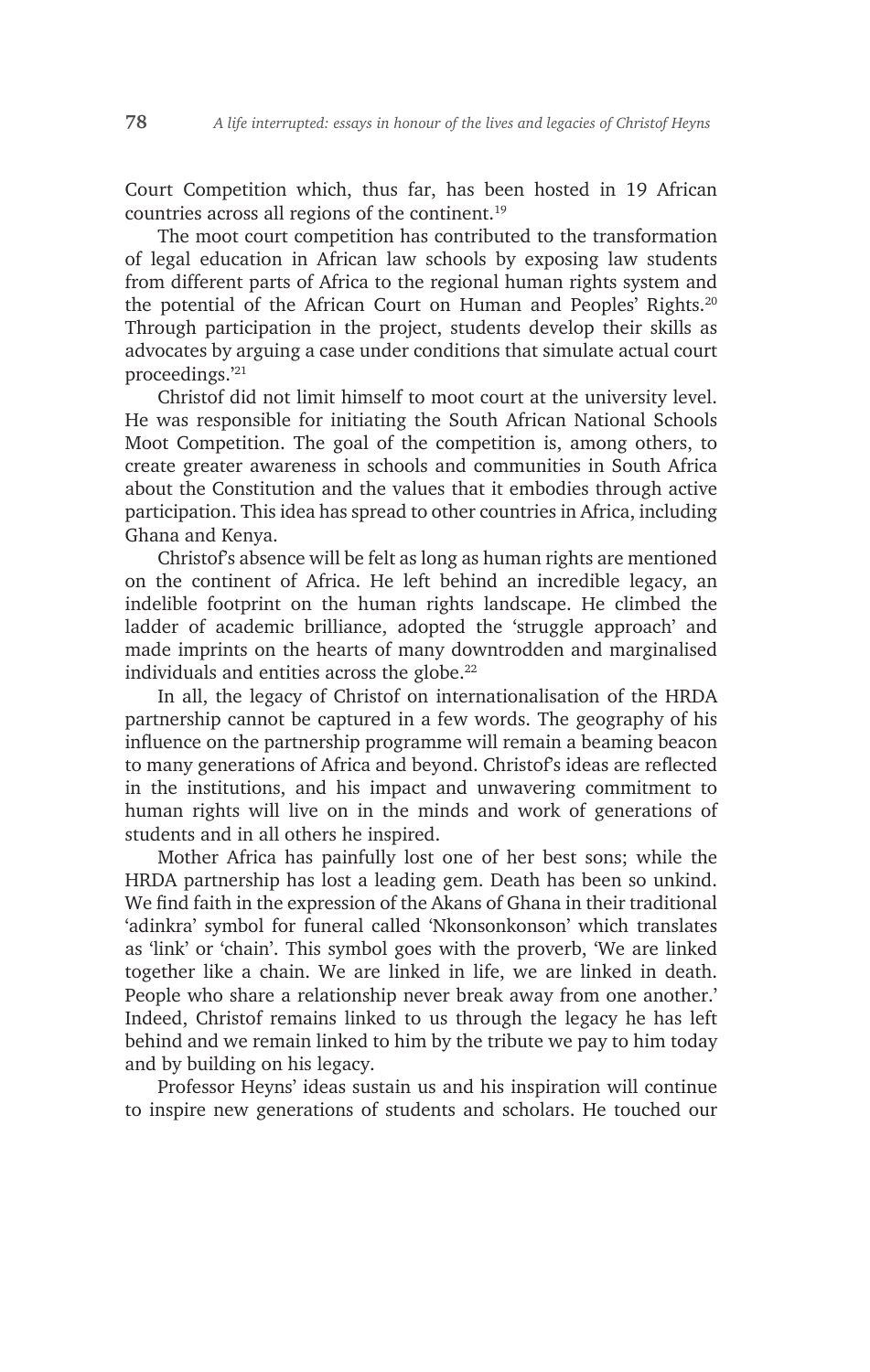Court Competition which, thus far, has been hosted in 19 African countries across all regions of the continent.[19]

The moot court competition has contributed to the transformation of legal education in African law schools by exposing law students from different parts of Africa to the regional human rights system and the potential of the African Court on Human and Peoples' Rights.[20] Through participation in the project, students develop their skills as advocates by arguing a case under conditions that simulate actual court proceedings.'[21]

Christof did not limit himself to moot court at the university level. He was responsible for initiating the South African National Schools Moot Competition. The goal of the competition is, among others, to create greater awareness in schools and communities in South Africa about the Constitution and the values that it embodies through active participation. This idea has spread to other countries in Africa, including Ghana and Kenya.

Christof's absence will be felt as long as human rights are mentioned on the continent of Africa. He left behind an incredible legacy, an indelible footprint on the human rights landscape. He climbed the ladder of academic brilliance, adopted the 'struggle approach' and made imprints on the hearts of many downtrodden and marginalised individuals and entities across the globe.[22]

In all, the legacy of Christof on internationalisation of the HRDA partnership cannot be captured in a few words. The geography of his influence on the partnership programme will remain a beaming beacon to many generations of Africa and beyond. Christof's ideas are reflected in the institutions, and his impact and unwavering commitment to human rights will live on in the minds and work of generations of students and in all others he inspired.

Mother Africa has painfully lost one of her best sons; while the HRDA partnership has lost a leading gem. Death has been so unkind. We find faith in the expression of the Akans of Ghana in their traditional 'adinkra' symbol for funeral called 'Nkonsonkonson' which translates as 'link' or 'chain'. This symbol goes with the proverb, 'We are linked together like a chain. We are linked in life, we are linked in death. People who share a relationship never break away from one another.' Indeed, Christof remains linked to us through the legacy he has left behind and we remain linked to him by the tribute we pay to him today and by building on his legacy.

Professor Heyns' ideas sustain us and his inspiration will continue to inspire new generations of students and scholars. He touched our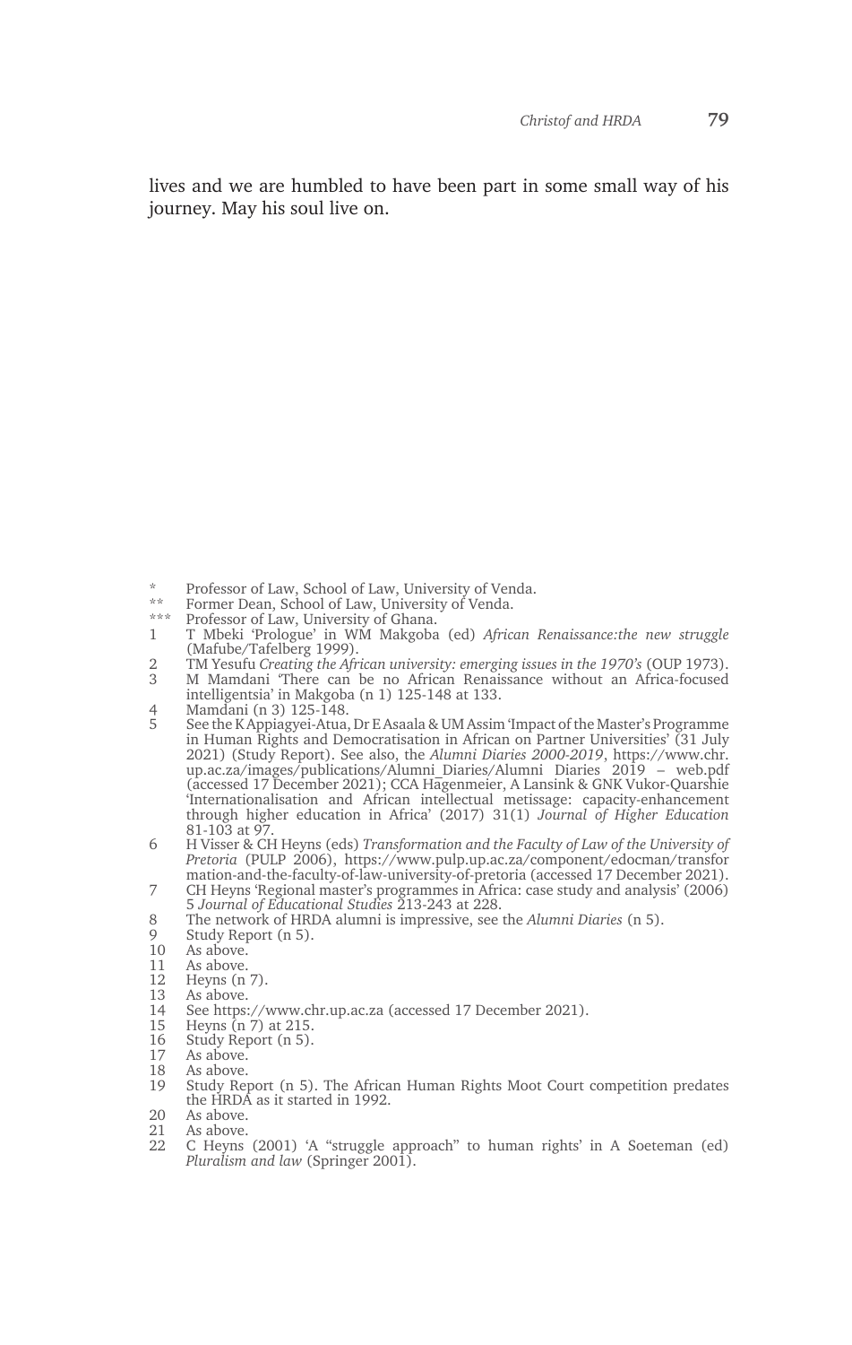lives and we are humbled to have been part in some small way of his journey. May his soul live on.

\* Professor of Law, School of Law, University of Venda.

\*\* Former Dean, School of Law, University of Venda.

\*\*\* Professor of Law, University of Ghana.

1 T Mbeki 'Prologue' in WM Makgoba (ed) *African Renaissance:the new struggle* (Mafube/Tafelberg 1999).

2 TM Yesufu *Creating the African university: emerging issues in the 1970's* (OUP 1973).

3 M Mamdani 'There can be no African Renaissance without an Africa-focused intelligentsia' in Makgoba (n 1) 125-148 at 133.

4 Mamdani (n 3) 125-148.

5 See the K Appiagyei-Atua, Dr E Asaala & UM Assim 'Impact of the Master's Programme in Human Rights and Democratisation in African on Partner Universities' (31 July 2021) (Study Report). See also, the *Alumni Diaries 2000-2019*, https://www.chr.up.ac.za/images/publications/Alumni_Diaries/Alumni Diaries 2019 – web.pdf (accessed 17 December 2021); CCA Hagenmeier, A Lansink & GNK Vukor-Quarshie 'Internationalisation and African intellectual metissage: capacity-enhancement through higher education in Africa' (2017) 31(1) *Journal of Higher Education* 81-103 at 97.

6 H Visser & CH Heyns (eds) *Transformation and the Faculty of Law of the University of Pretoria* (PULP 2006), https://www.pulp.up.ac.za/component/edocman/transformation-and-the-faculty-of-law-university-of-pretoria (accessed 17 December 2021).

7 CH Heyns 'Regional master's programmes in Africa: case study and analysis' (2006) 5 *Journal of Educational Studies* 213-243 at 228.

8 The network of HRDA alumni is impressive, see the *Alumni Diaries* (n 5).

9 Study Report (n 5).

10 As above.

11 As above.

12 Heyns (n 7).

13 As above.

14 See https://www.chr.up.ac.za (accessed 17 December 2021).

15 Heyns (n 7) at 215.

16 Study Report (n 5).

17 As above.

18 As above.

19 Study Report (n 5). The African Human Rights Moot Court competition predates the HRDA as it started in 1992.

20 As above.

21 As above.

22 C Heyns (2001) 'A "struggle approach" to human rights' in A Soeteman (ed) *Pluralism and law* (Springer 2001).